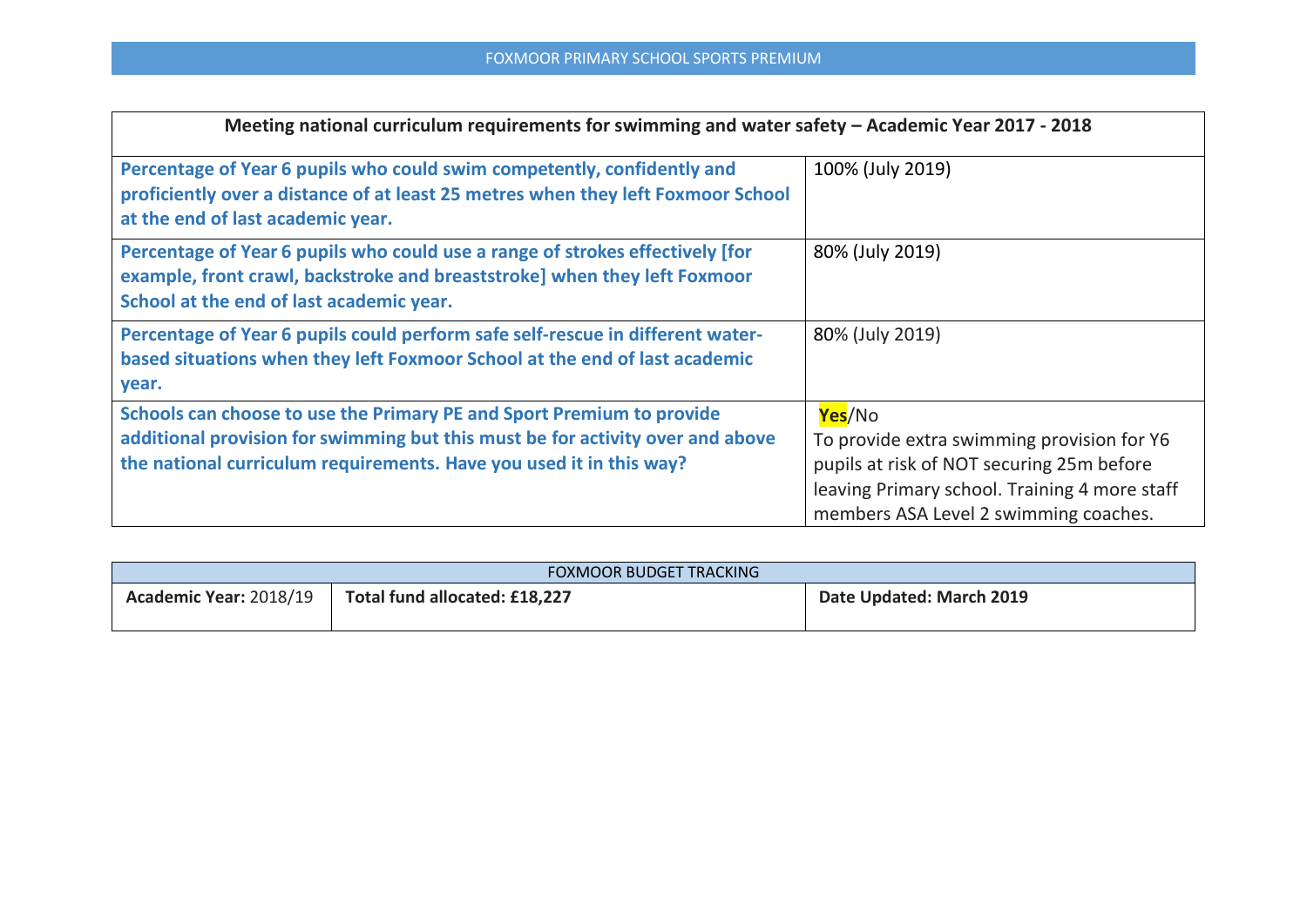FOXMOOR PRIMARY SCHOOL SPORTS PREMIUM

| Meeting national curriculum requirements for swimming and water safety – Academic Year 2017 - 2018 | |
|---|---|
| **Percentage of Year 6 pupils who could swim competently, confidently and proficiently over a distance of at least 25 metres when they left Foxmoor School at the end of last academic year.** | 100% (July 2019) |
| **Percentage of Year 6 pupils who could use a range of strokes effectively [for example, front crawl, backstroke and breaststroke] when they left Foxmoor School at the end of last academic year.** | 80% (July 2019) |
| **Percentage of Year 6 pupils could perform safe self-rescue in different water-based situations when they left Foxmoor School at the end of last academic year.** | 80% (July 2019) |
| **Schools can choose to use the Primary PE and Sport Premium to provide additional provision for swimming but this must be for activity over and above the national curriculum requirements. Have you used it in this way?** | **Yes**/No<br>To provide extra swimming provision for Y6 pupils at risk of NOT securing 25m before leaving Primary school. Training 4 more staff members ASA Level 2 swimming coaches. |

| FOXMOOR BUDGET TRACKING | | |
|---|---|---|
| **Academic Year:** 2018/19 | **Total fund allocated: £18,227** | **Date Updated: March 2019** |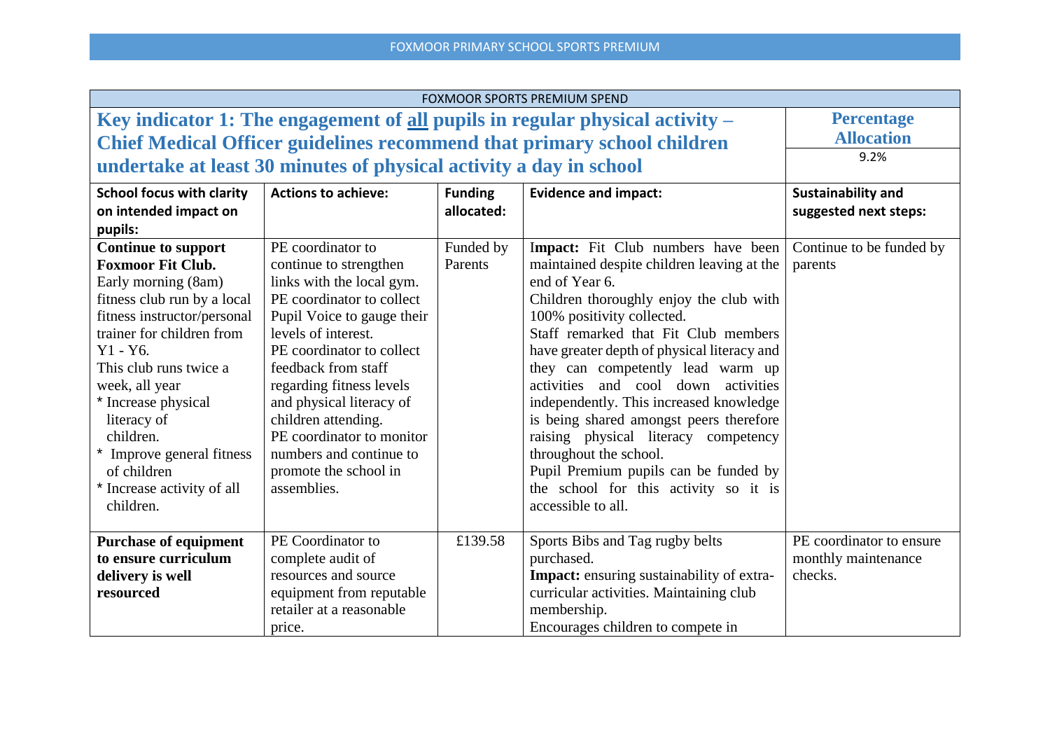FOXMOOR SPORTS PREMIUM SPEND

| **Key indicator 1: The engagement of all pupils in regular physical activity – Chief Medical Officer guidelines recommend that primary school children undertake at least 30 minutes of physical activity a day in school** | | | | **Percentage Allocation** 9.2% |
|---|---|---|---|---|
| **School focus with clarity on intended impact on pupils:** | **Actions to achieve:** | **Funding allocated:** | **Evidence and impact:** | **Sustainability and suggested next steps:** |
| **Continue to support Foxmoor Fit Club.** Early morning (8am) fitness club run by a local fitness instructor/personal trainer for children from Y1 - Y6. This club runs twice a week, all year * Increase physical literacy of children. * Improve general fitness of children * Increase activity of all children. | PE coordinator to continue to strengthen links with the local gym. PE coordinator to collect Pupil Voice to gauge their levels of interest. PE coordinator to collect feedback from staff regarding fitness levels and physical literacy of children attending. PE coordinator to monitor numbers and continue to promote the school in assemblies. | Funded by Parents | **Impact:** Fit Club numbers have been maintained despite children leaving at the end of Year 6. Children thoroughly enjoy the club with 100% positivity collected. Staff remarked that Fit Club members have greater depth of physical literacy and they can competently lead warm up activities and cool down activities independently. This increased knowledge is being shared amongst peers therefore raising physical literacy competency throughout the school. Pupil Premium pupils can be funded by the school for this activity so it is accessible to all. | Continue to be funded by parents |
| **Purchase of equipment to ensure curriculum delivery is well resourced** | PE Coordinator to complete audit of resources and source equipment from reputable retailer at a reasonable price. | £139.58 | Sports Bibs and Tag rugby belts purchased. **Impact:** ensuring sustainability of extra-curricular activities. Maintaining club membership. Encourages children to compete in | PE coordinator to ensure monthly maintenance checks. |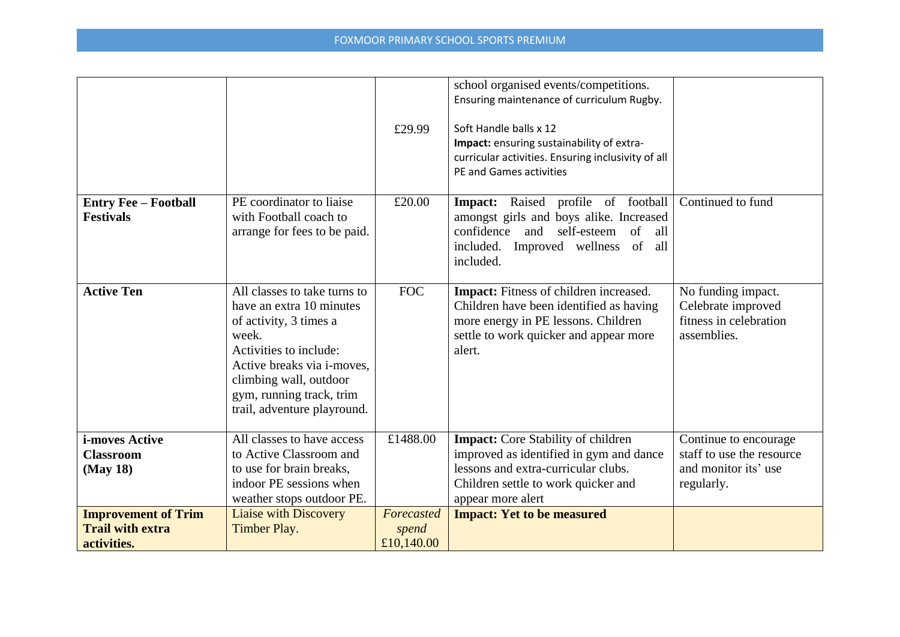| | | | | |
|---|---|---|---|---|
| | | £29.99 | school organised events/competitions. Ensuring maintenance of curriculum Rugby.<br><br>Soft Handle balls x 12<br>**Impact:** ensuring sustainability of extra-curricular activities. Ensuring inclusivity of all PE and Games activities | |
| **Entry Fee – Football Festivals** | PE coordinator to liaise with Football coach to arrange for fees to be paid. | £20.00 | **Impact:** Raised profile of football amongst girls and boys alike. Increased confidence and self-esteem of all included. Improved wellness of all included. | Continued to fund |
| **Active Ten** | All classes to take turns to have an extra 10 minutes of activity, 3 times a week.<br>Activities to include: Active breaks via i-moves, climbing wall, outdoor gym, running track, trim trail, adventure playround. | FOC | **Impact:** Fitness of children increased. Children have been identified as having more energy in PE lessons. Children settle to work quicker and appear more alert. | No funding impact. Celebrate improved fitness in celebration assemblies. |
| **i-moves Active Classroom (May 18)** | All classes to have access to Active Classroom and to use for brain breaks, indoor PE sessions when weather stops outdoor PE. | £1488.00 | **Impact:** Core Stability of children improved as identified in gym and dance lessons and extra-curricular clubs. Children settle to work quicker and appear more alert | Continue to encourage staff to use the resource and monitor its' use regularly. |
| **Improvement of Trim Trail with extra activities.** | Liaise with Discovery Timber Play. | *Forecasted spend* £10,140.00 | **Impact: Yet to be measured** | |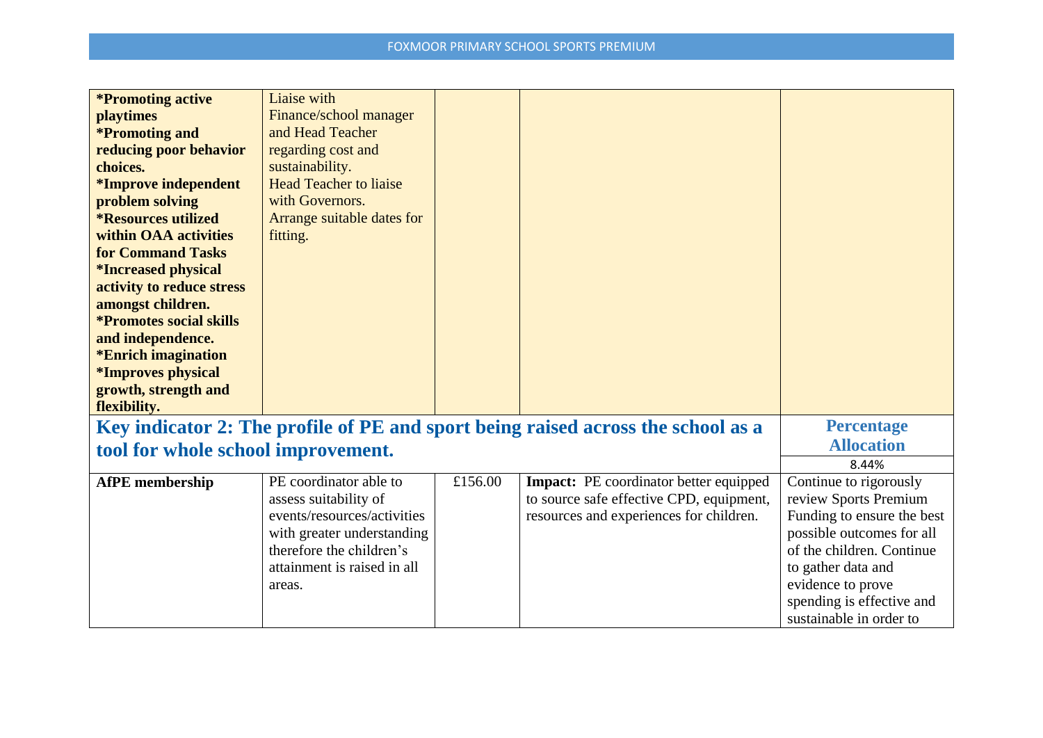| | | | | |
|---|---|---|---|---|
| ***Promoting active playtimes**<br>***Promoting and reducing poor behavior choices.**<br>***Improve independent problem solving**<br>***Resources utilized within OAA activities for Command Tasks**<br>***Increased physical activity to reduce stress amongst children.**<br>***Promotes social skills and independence.**<br>***Enrich imagination**<br>***Improves physical growth, strength and flexibility.** | Liaise with Finance/school manager and Head Teacher regarding cost and sustainability.<br>Head Teacher to liaise with Governors.<br>Arrange suitable dates for fitting. | | | |

## Key indicator 2: The profile of PE and sport being raised across the school as a tool for whole school improvement.

**Percentage Allocation**

8.44%

| | | | | |
|---|---|---|---|---|
| **AfPE membership** | PE coordinator able to assess suitability of events/resources/activities with greater understanding therefore the children's attainment is raised in all areas. | £156.00 | **Impact:** PE coordinator better equipped to source safe effective CPD, equipment, resources and experiences for children. | Continue to rigorously review Sports Premium Funding to ensure the best possible outcomes for all of the children. Continue to gather data and evidence to prove spending is effective and sustainable in order to |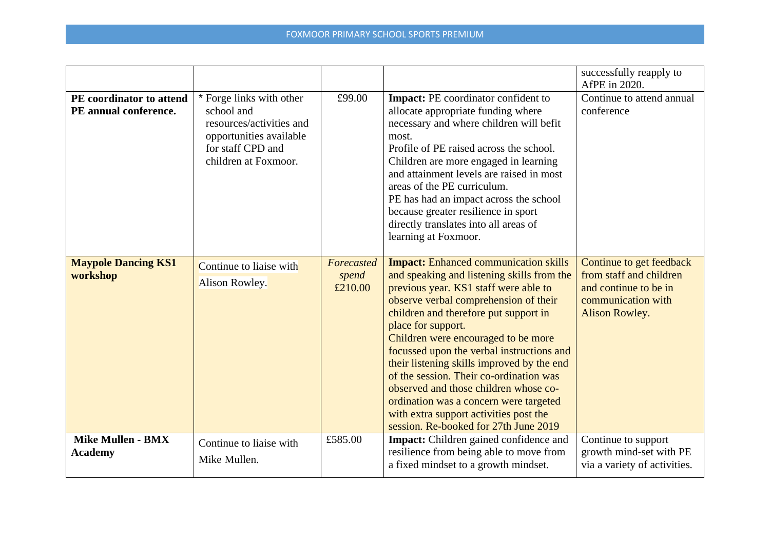| | | | | |
|---|---|---|---|---|
| | | | | successfully reapply to AfPE in 2020. |
| **PE coordinator to attend PE annual conference.** | * Forge links with other school and resources/activities and opportunities available for staff CPD and children at Foxmoor. | £99.00 | **Impact:** PE coordinator confident to allocate appropriate funding where necessary and where children will befit most.<br>Profile of PE raised across the school. Children are more engaged in learning and attainment levels are raised in most areas of the PE curriculum.<br>PE has had an impact across the school because greater resilience in sport directly translates into all areas of learning at Foxmoor. | Continue to attend annual conference |
| **Maypole Dancing KS1 workshop** | Continue to liaise with Alison Rowley. | *Forecasted spend* £210.00 | **Impact:** Enhanced communication skills and speaking and listening skills from the previous year. KS1 staff were able to observe verbal comprehension of their children and therefore put support in place for support.<br>Children were encouraged to be more focussed upon the verbal instructions and their listening skills improved by the end of the session. Their co-ordination was observed and those children whose co-ordination was a concern were targeted with extra support activities post the session. Re-booked for 27th June 2019 | Continue to get feedback from staff and children and continue to be in communication with Alison Rowley. |
| **Mike Mullen - BMX Academy** | Continue to liaise with Mike Mullen. | £585.00 | **Impact:** Children gained confidence and resilience from being able to move from a fixed mindset to a growth mindset. | Continue to support growth mind-set with PE via a variety of activities. |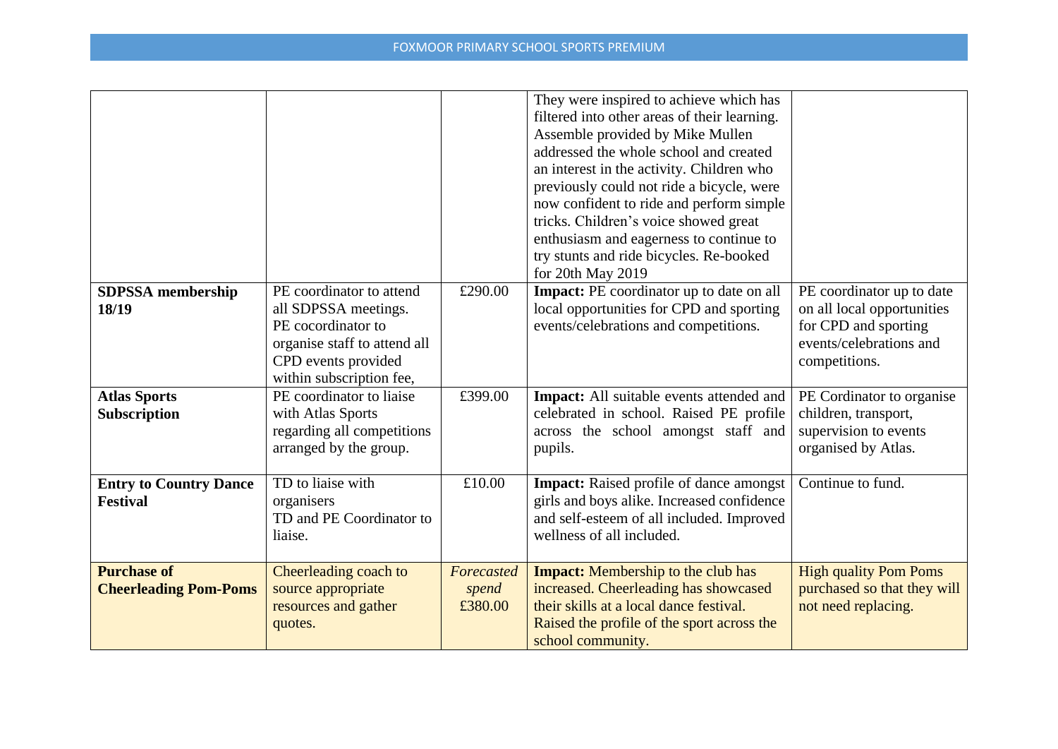| | | | | |
|---|---|---|---|---|
| | | | They were inspired to achieve which has filtered into other areas of their learning. Assemble provided by Mike Mullen addressed the whole school and created an interest in the activity. Children who previously could not ride a bicycle, were now confident to ride and perform simple tricks. Children's voice showed great enthusiasm and eagerness to continue to try stunts and ride bicycles. Re-booked for 20th May 2019 | |
| **SDPSSA membership 18/19** | PE coordinator to attend all SDPSSA meetings. PE cocordinator to organise staff to attend all CPD events provided within subscription fee, | £290.00 | **Impact:** PE coordinator up to date on all local opportunities for CPD and sporting events/celebrations and competitions. | PE coordinator up to date on all local opportunities for CPD and sporting events/celebrations and competitions. |
| **Atlas Sports Subscription** | PE coordinator to liaise with Atlas Sports regarding all competitions arranged by the group. | £399.00 | **Impact:** All suitable events attended and celebrated in school. Raised PE profile across the school amongst staff and pupils. | PE Cordinator to organise children, transport, supervision to events organised by Atlas. |
| **Entry to Country Dance Festival** | TD to liaise with organisers TD and PE Coordinator to liaise. | £10.00 | **Impact:** Raised profile of dance amongst girls and boys alike. Increased confidence and self-esteem of all included. Improved wellness of all included. | Continue to fund. |
| **Purchase of Cheerleading Pom-Poms** | Cheerleading coach to source appropriate resources and gather quotes. | *Forecasted spend* £380.00 | **Impact:** Membership to the club has increased. Cheerleading has showcased their skills at a local dance festival. Raised the profile of the sport across the school community. | High quality Pom Poms purchased so that they will not need replacing. |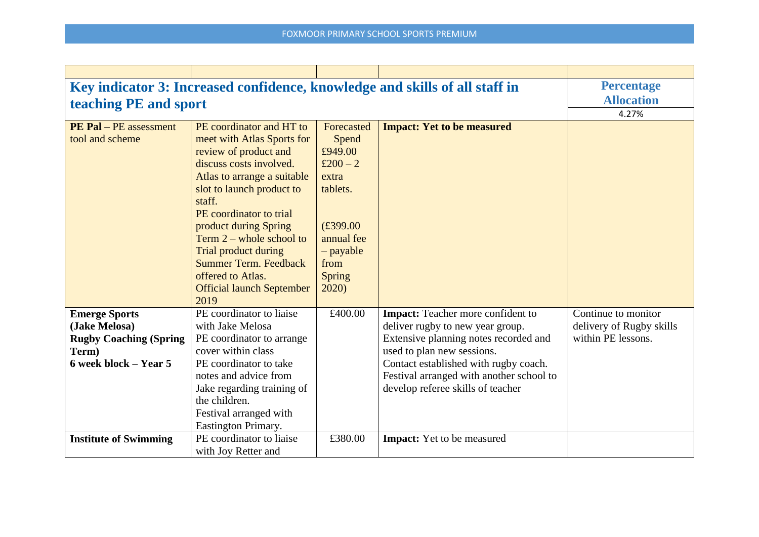| | | | | |
|---|---|---|---|---|
| **Key indicator 3: Increased confidence, knowledge and skills of all staff in teaching PE and sport** | | | | **Percentage Allocation** 4.27% |
| **PE Pal** – PE assessment tool and scheme | PE coordinator and HT to meet with Atlas Sports for review of product and discuss costs involved. Atlas to arrange a suitable slot to launch product to staff. PE coordinator to trial product during Spring Term 2 – whole school to Trial product during Summer Term. Feedback offered to Atlas. Official launch September 2019 | Forecasted Spend £949.00 £200 – 2 extra tablets. (£399.00 annual fee – payable from Spring 2020) | **Impact: Yet to be measured** | |
| **Emerge Sports (Jake Melosa) Rugby Coaching (Spring Term) 6 week block – Year 5** | PE coordinator to liaise with Jake Melosa PE coordinator to arrange cover within class PE coordinator to take notes and advice from Jake regarding training of the children. Festival arranged with Eastington Primary. | £400.00 | **Impact:** Teacher more confident to deliver rugby to new year group. Extensive planning notes recorded and used to plan new sessions. Contact established with rugby coach. Festival arranged with another school to develop referee skills of teacher | Continue to monitor delivery of Rugby skills within PE lessons. |
| **Institute of Swimming** | PE coordinator to liaise with Joy Retter and | £380.00 | **Impact:** Yet to be measured | |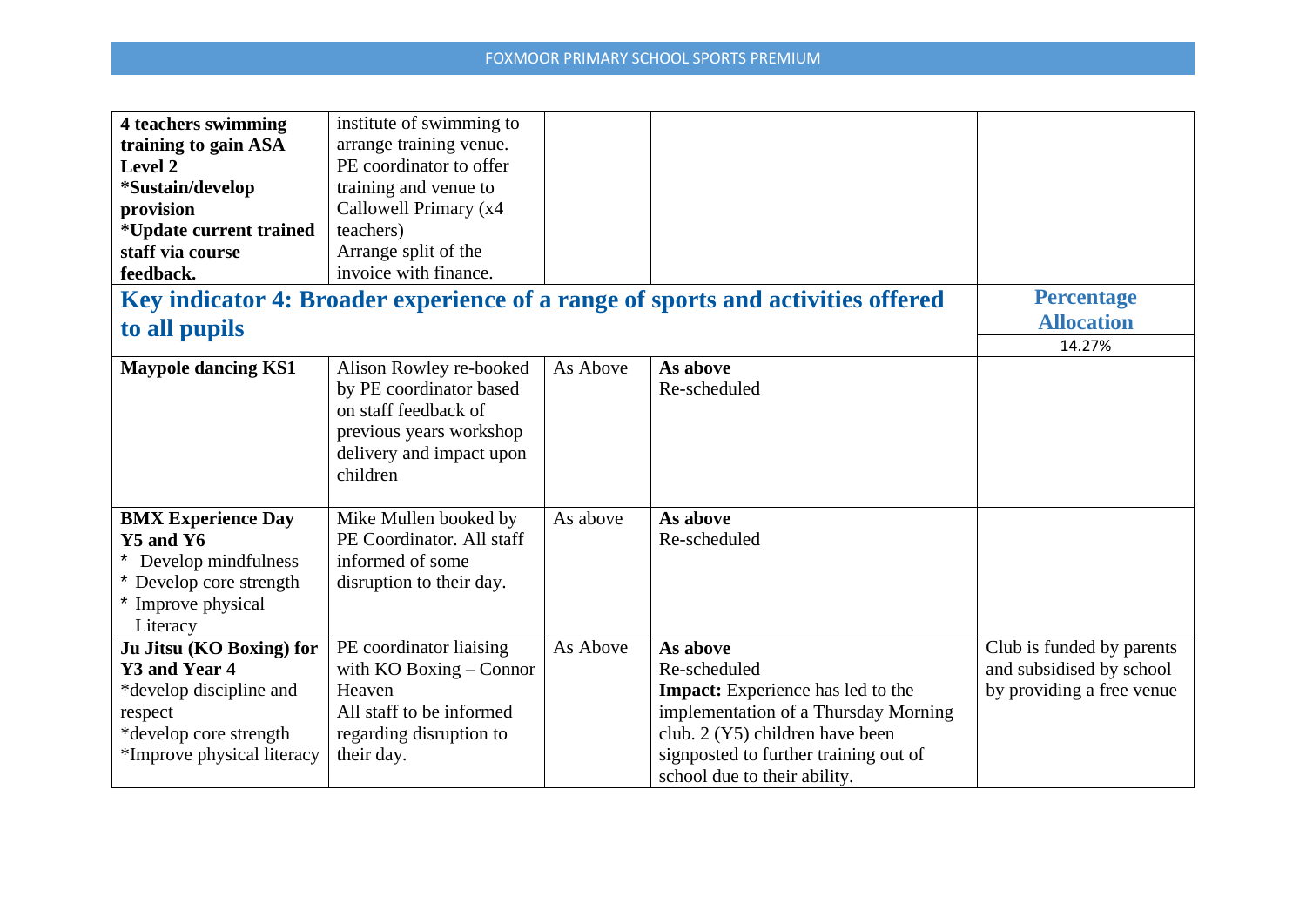| | | | | |
|---|---|---|---|---|
| **4 teachers swimming training to gain ASA Level 2**<br>**\*Sustain/develop provision**<br>**\*Update current trained staff via course feedback.** | institute of swimming to arrange training venue.<br>PE coordinator to offer training and venue to Callowell Primary (x4 teachers)<br>Arrange split of the invoice with finance. | | | |

## Key indicator 4: Broader experience of a range of sports and activities offered to all pupils

| | | | | **Percentage Allocation**<br>14.27% |
|---|---|---|---|---|
| **Maypole dancing KS1** | Alison Rowley re-booked by PE coordinator based on staff feedback of previous years workshop delivery and impact upon children | As Above | **As above**<br>Re-scheduled | |
| **BMX Experience Day Y5 and Y6**<br>\* Develop mindfulness<br>\* Develop core strength<br>\* Improve physical Literacy | Mike Mullen booked by PE Coordinator. All staff informed of some disruption to their day. | As above | **As above**<br>Re-scheduled | |
| **Ju Jitsu (KO Boxing) for Y3 and Year 4**<br>\*develop discipline and respect<br>\*develop core strength<br>\*Improve physical literacy | PE coordinator liaising with KO Boxing – Connor Heaven<br>All staff to be informed regarding disruption to their day. | As Above | **As above**<br>Re-scheduled<br>**Impact:** Experience has led to the implementation of a Thursday Morning club. 2 (Y5) children have been signposted to further training out of school due to their ability. | Club is funded by parents and subsidised by school by providing a free venue |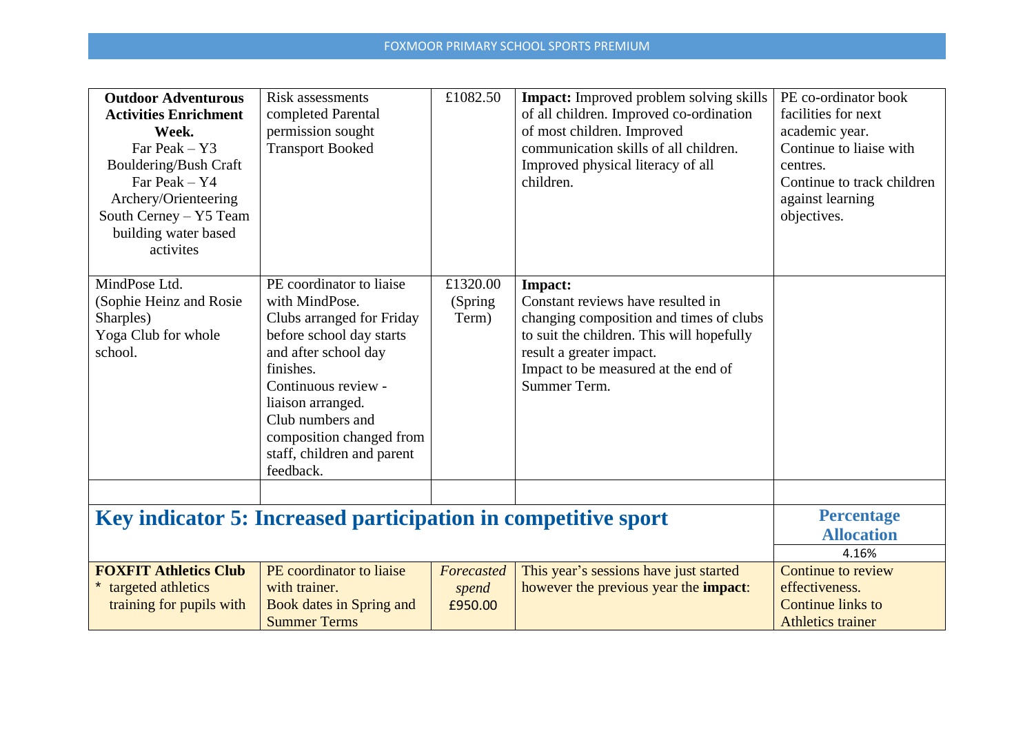| | | | | |
|---|---|---|---|---|
| **Outdoor Adventurous Activities Enrichment Week.**<br>Far Peak – Y3 Bouldering/Bush Craft<br>Far Peak – Y4 Archery/Orienteering<br>South Cerney – Y5 Team building water based activites | Risk assessments completed Parental permission sought<br>Transport Booked | £1082.50 | **Impact:** Improved problem solving skills of all children. Improved co-ordination of most children. Improved communication skills of all children. Improved physical literacy of all children. | PE co-ordinator book facilities for next academic year.<br>Continue to liaise with centres.<br>Continue to track children against learning objectives. |
| MindPose Ltd.<br>(Sophie Heinz and Rosie Sharples)<br>Yoga Club for whole school. | PE coordinator to liaise with MindPose.<br>Clubs arranged for Friday before school day starts and after school day finishes.<br>Continuous review - liaison arranged.<br>Club numbers and composition changed from staff, children and parent feedback. | £1320.00 (Spring Term) | **Impact:**<br>Constant reviews have resulted in changing composition and times of clubs to suit the children. This will hopefully result a greater impact.<br>Impact to be measured at the end of Summer Term. | |
| | | | | |

## Key indicator 5: Increased participation in competitive sport

| | | | | **Percentage Allocation**<br>4.16% |
|---|---|---|---|---|
| **FOXFIT Athletics Club**<br>* targeted athletics training for pupils with | PE coordinator to liaise with trainer.<br>Book dates in Spring and Summer Terms | *Forecasted spend*<br>£950.00 | This year's sessions have just started however the previous year the **impact**: | Continue to review effectiveness.<br>Continue links to Athletics trainer |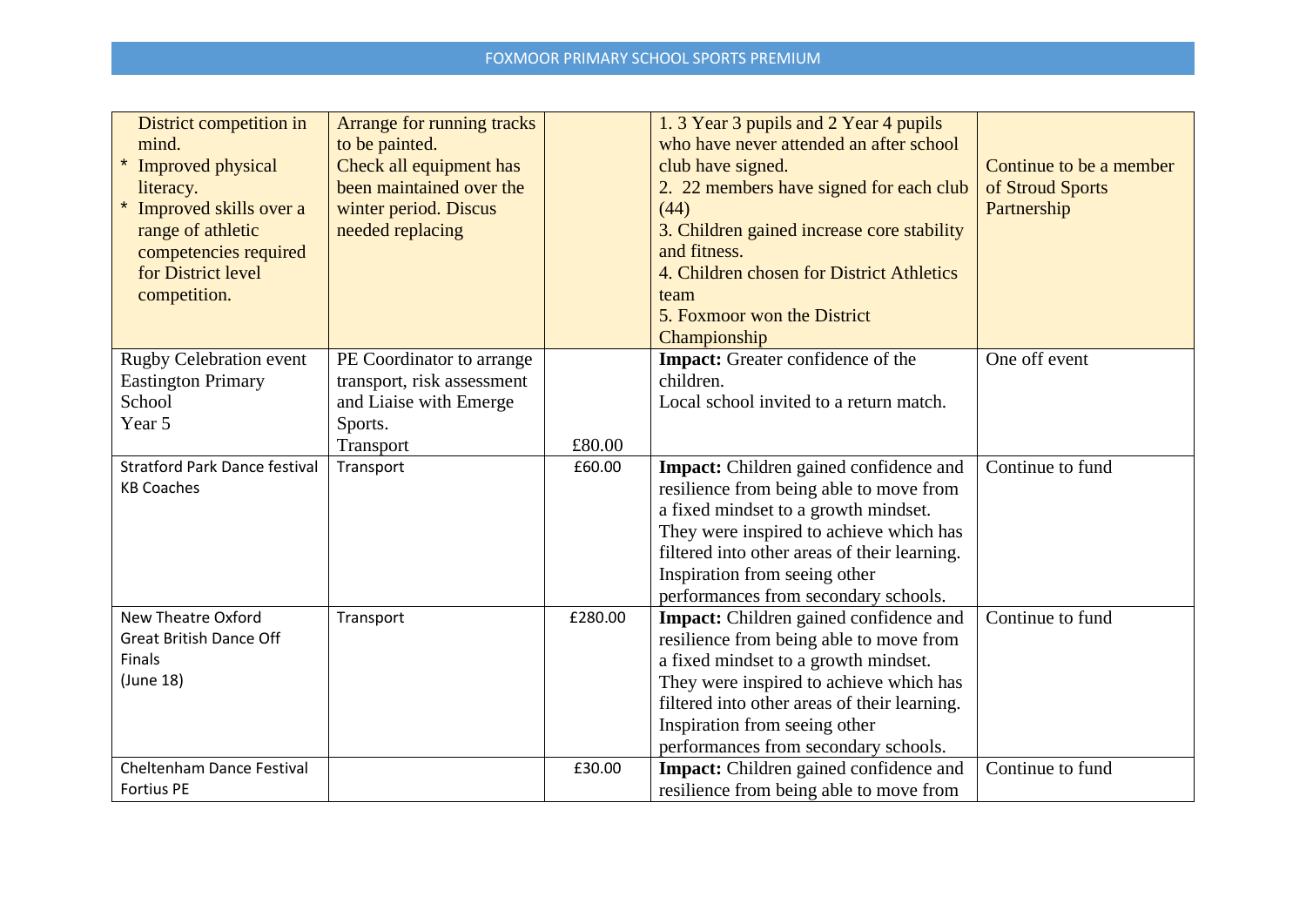| | | | | |
|---|---|---|---|---|
| District competition in mind.<br>* Improved physical literacy.<br>* Improved skills over a range of athletic competencies required for District level competition. | Arrange for running tracks to be painted.<br>Check all equipment has been maintained over the winter period. Discus needed replacing | | 1. 3 Year 3 pupils and 2 Year 4 pupils who have never attended an after school club have signed.<br>2. 22 members have signed for each club (44)<br>3. Children gained increase core stability and fitness.<br>4. Children chosen for District Athletics team<br>5. Foxmoor won the District Championship | Continue to be a member of Stroud Sports Partnership |
| Rugby Celebration event Eastington Primary School<br>Year 5 | PE Coordinator to arrange transport, risk assessment and Liaise with Emerge Sports.<br>Transport | £80.00 | **Impact:** Greater confidence of the children.<br>Local school invited to a return match. | One off event |
| Stratford Park Dance festival<br>KB Coaches | Transport | £60.00 | **Impact:** Children gained confidence and resilience from being able to move from a fixed mindset to a growth mindset. They were inspired to achieve which has filtered into other areas of their learning. Inspiration from seeing other performances from secondary schools. | Continue to fund |
| New Theatre Oxford<br>Great British Dance Off Finals<br>(June 18) | Transport | £280.00 | **Impact:** Children gained confidence and resilience from being able to move from a fixed mindset to a growth mindset. They were inspired to achieve which has filtered into other areas of their learning. Inspiration from seeing other performances from secondary schools. | Continue to fund |
| Cheltenham Dance Festival<br>Fortius PE | | £30.00 | **Impact:** Children gained confidence and resilience from being able to move from | Continue to fund |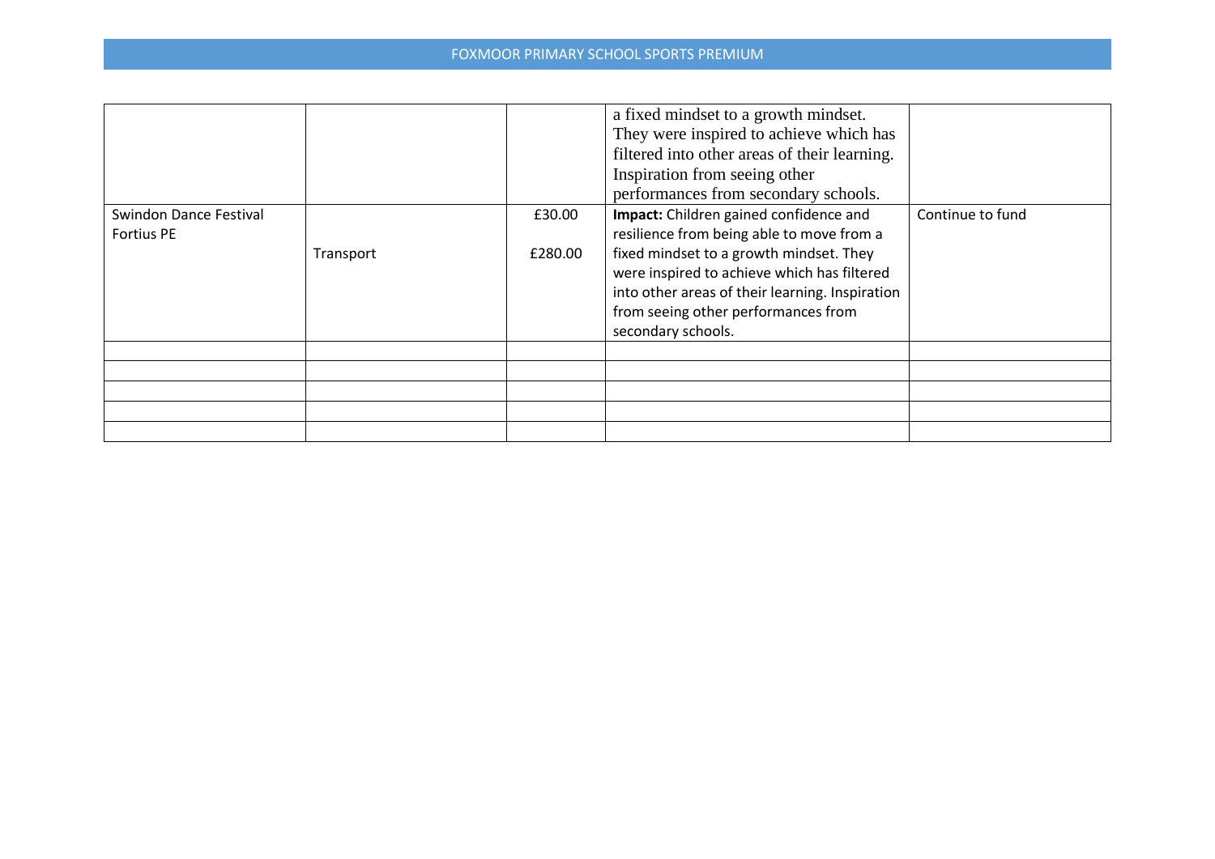| | | | | |
|---|---|---|---|---|
| | | | a fixed mindset to a growth mindset. They were inspired to achieve which has filtered into other areas of their learning. Inspiration from seeing other performances from secondary schools. | |
| Swindon Dance Festival<br>Fortius PE | <br>Transport | £30.00<br>£280.00 | **Impact:** Children gained confidence and resilience from being able to move from a fixed mindset to a growth mindset. They were inspired to achieve which has filtered into other areas of their learning. Inspiration from seeing other performances from secondary schools. | Continue to fund |
| | | | | |
| | | | | |
| | | | | |
| | | | | |
| | | | | |